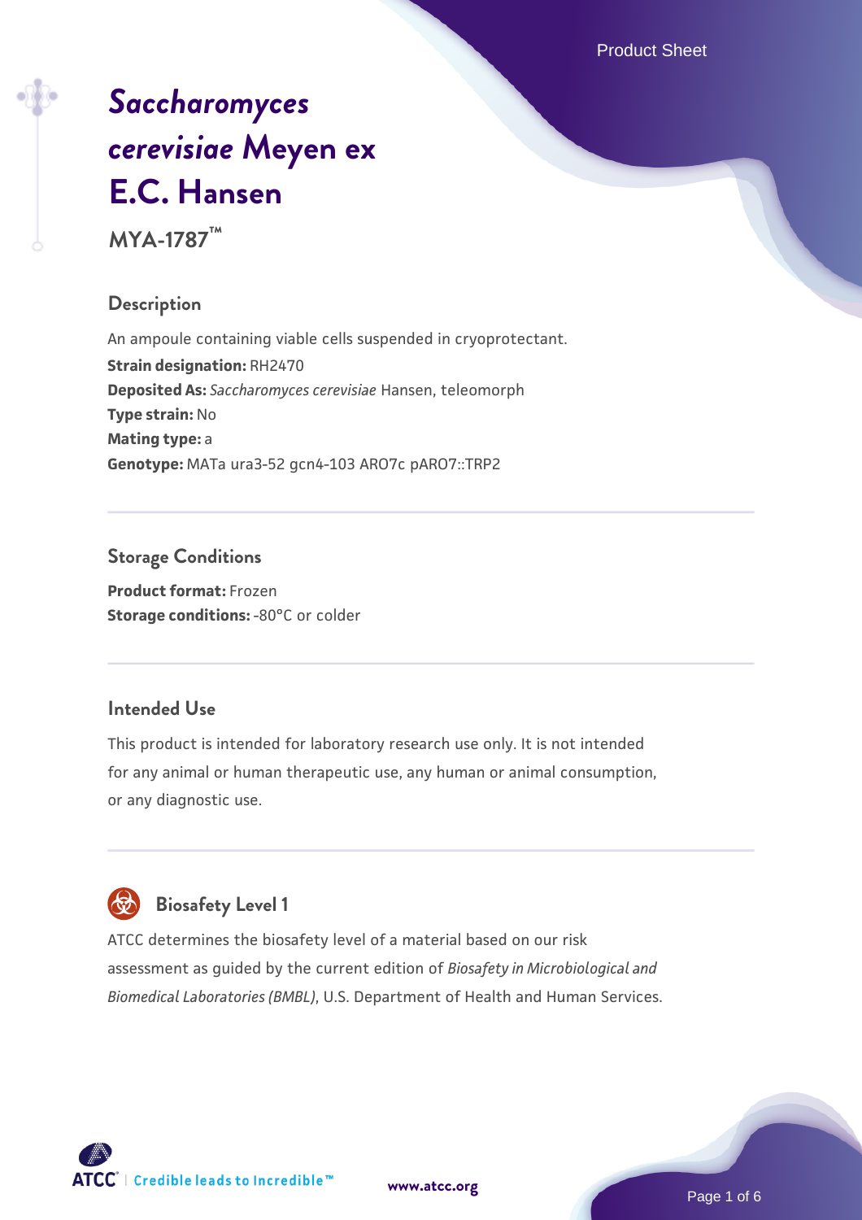# *Saccharomyces cerevisiae* Meyen ex E.C. Hansen

**MYA-1787™**

## Description

An ampoule containing viable cells suspended in cryoprotectant.

**Strain designation:** RH2470

**Deposited As:** *Saccharomyces cerevisiae* Hansen, teleomorph

**Type strain:** No

**Mating type:** a

**Genotype:** MATa ura3-52 gcn4-103 ARO7c pARO7::TRP2

## Storage Conditions

**Product format:** Frozen

**Storage conditions:** -80°C or colder

## Intended Use

This product is intended for laboratory research use only. It is not intended for any animal or human therapeutic use, any human or animal consumption, or any diagnostic use.

## Biosafety Level 1

ATCC determines the biosafety level of a material based on our risk assessment as guided by the current edition of *Biosafety in Microbiological and Biomedical Laboratories (BMBL)*, U.S. Department of Health and Human Services.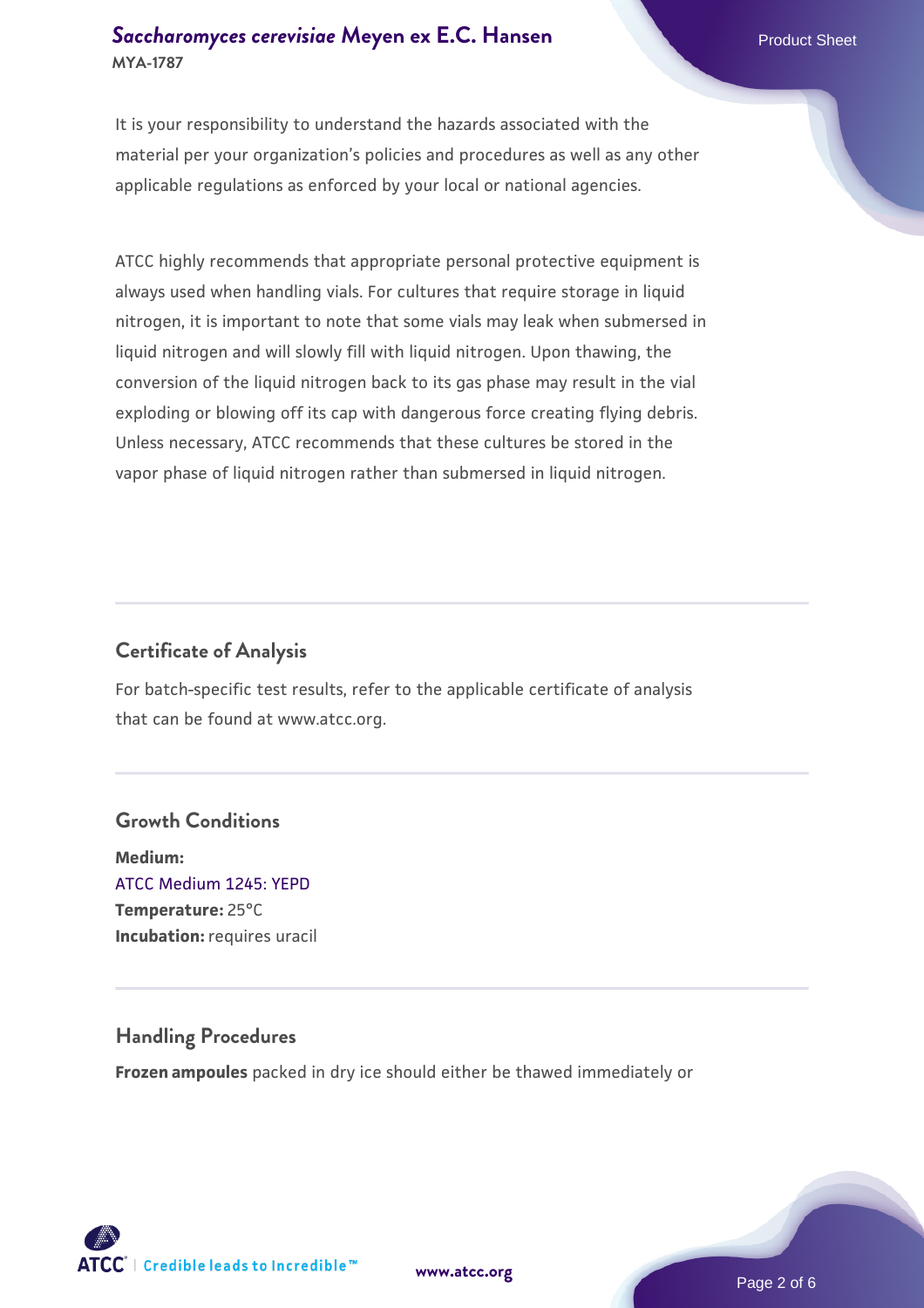It is your responsibility to understand the hazards associated with the material per your organization's policies and procedures as well as any other applicable regulations as enforced by your local or national agencies.

ATCC highly recommends that appropriate personal protective equipment is always used when handling vials. For cultures that require storage in liquid nitrogen, it is important to note that some vials may leak when submersed in liquid nitrogen and will slowly fill with liquid nitrogen. Upon thawing, the conversion of the liquid nitrogen back to its gas phase may result in the vial exploding or blowing off its cap with dangerous force creating flying debris. Unless necessary, ATCC recommends that these cultures be stored in the vapor phase of liquid nitrogen rather than submersed in liquid nitrogen.

## Certificate of Analysis

For batch-specific test results, refer to the applicable certificate of analysis that can be found at www.atcc.org.

## Growth Conditions

**Medium:**
ATCC Medium 1245: YEPD
**Temperature:** 25°C
**Incubation:** requires uracil

## Handling Procedures

**Frozen ampoules** packed in dry ice should either be thawed immediately or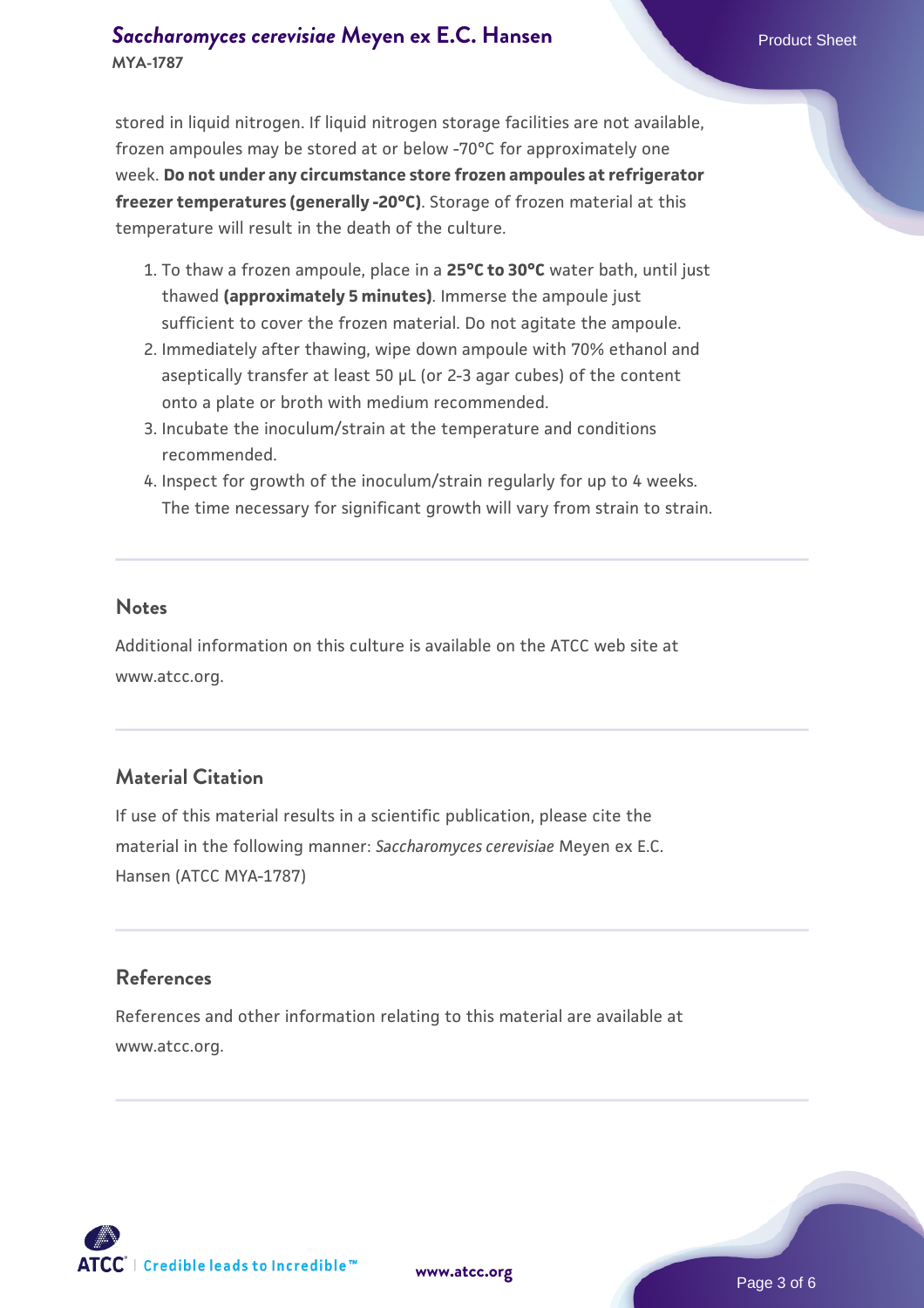stored in liquid nitrogen. If liquid nitrogen storage facilities are not available, frozen ampoules may be stored at or below -70°C for approximately one week. **Do not under any circumstance store frozen ampoules at refrigerator freezer temperatures (generally -20°C)**. Storage of frozen material at this temperature will result in the death of the culture.

1. To thaw a frozen ampoule, place in a **25°C to 30°C** water bath, until just thawed **(approximately 5 minutes)**. Immerse the ampoule just sufficient to cover the frozen material. Do not agitate the ampoule.
2. Immediately after thawing, wipe down ampoule with 70% ethanol and aseptically transfer at least 50 µL (or 2-3 agar cubes) of the content onto a plate or broth with medium recommended.
3. Incubate the inoculum/strain at the temperature and conditions recommended.
4. Inspect for growth of the inoculum/strain regularly for up to 4 weeks. The time necessary for significant growth will vary from strain to strain.

## Notes

Additional information on this culture is available on the ATCC web site at www.atcc.org.

## Material Citation

If use of this material results in a scientific publication, please cite the material in the following manner: *Saccharomyces cerevisiae* Meyen ex E.C. Hansen (ATCC MYA-1787)

## References

References and other information relating to this material are available at www.atcc.org.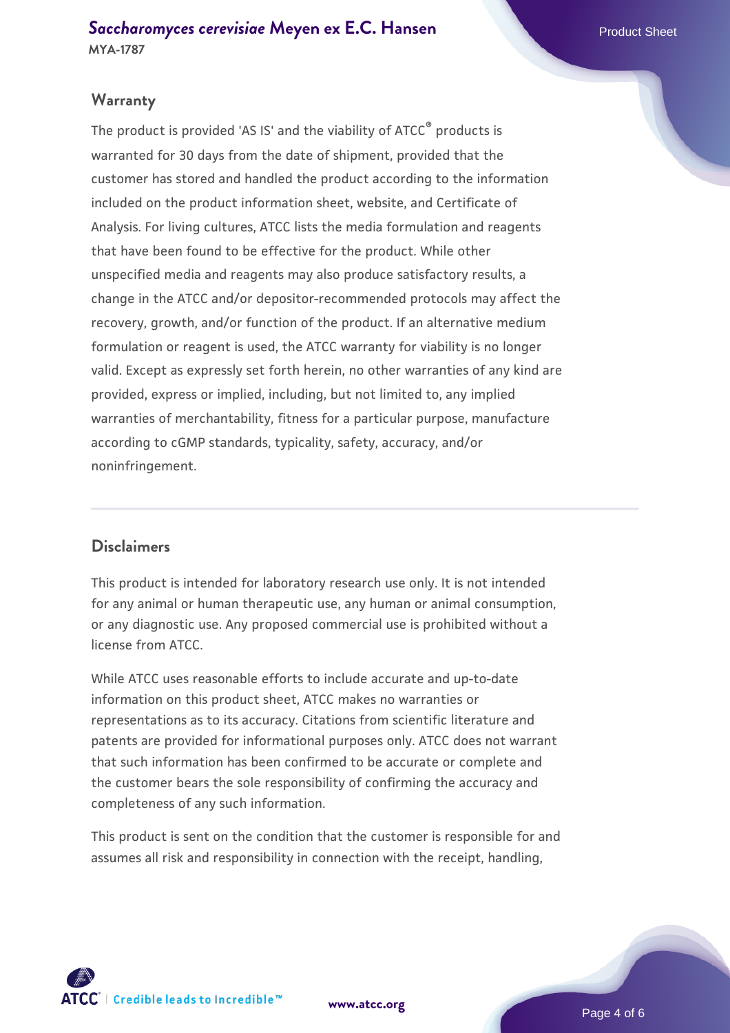## Warranty

The product is provided 'AS IS' and the viability of ATCC® products is warranted for 30 days from the date of shipment, provided that the customer has stored and handled the product according to the information included on the product information sheet, website, and Certificate of Analysis. For living cultures, ATCC lists the media formulation and reagents that have been found to be effective for the product. While other unspecified media and reagents may also produce satisfactory results, a change in the ATCC and/or depositor-recommended protocols may affect the recovery, growth, and/or function of the product. If an alternative medium formulation or reagent is used, the ATCC warranty for viability is no longer valid. Except as expressly set forth herein, no other warranties of any kind are provided, express or implied, including, but not limited to, any implied warranties of merchantability, fitness for a particular purpose, manufacture according to cGMP standards, typicality, safety, accuracy, and/or noninfringement.

## Disclaimers

This product is intended for laboratory research use only. It is not intended for any animal or human therapeutic use, any human or animal consumption, or any diagnostic use. Any proposed commercial use is prohibited without a license from ATCC.

While ATCC uses reasonable efforts to include accurate and up-to-date information on this product sheet, ATCC makes no warranties or representations as to its accuracy. Citations from scientific literature and patents are provided for informational purposes only. ATCC does not warrant that such information has been confirmed to be accurate or complete and the customer bears the sole responsibility of confirming the accuracy and completeness of any such information.

This product is sent on the condition that the customer is responsible for and assumes all risk and responsibility in connection with the receipt, handling,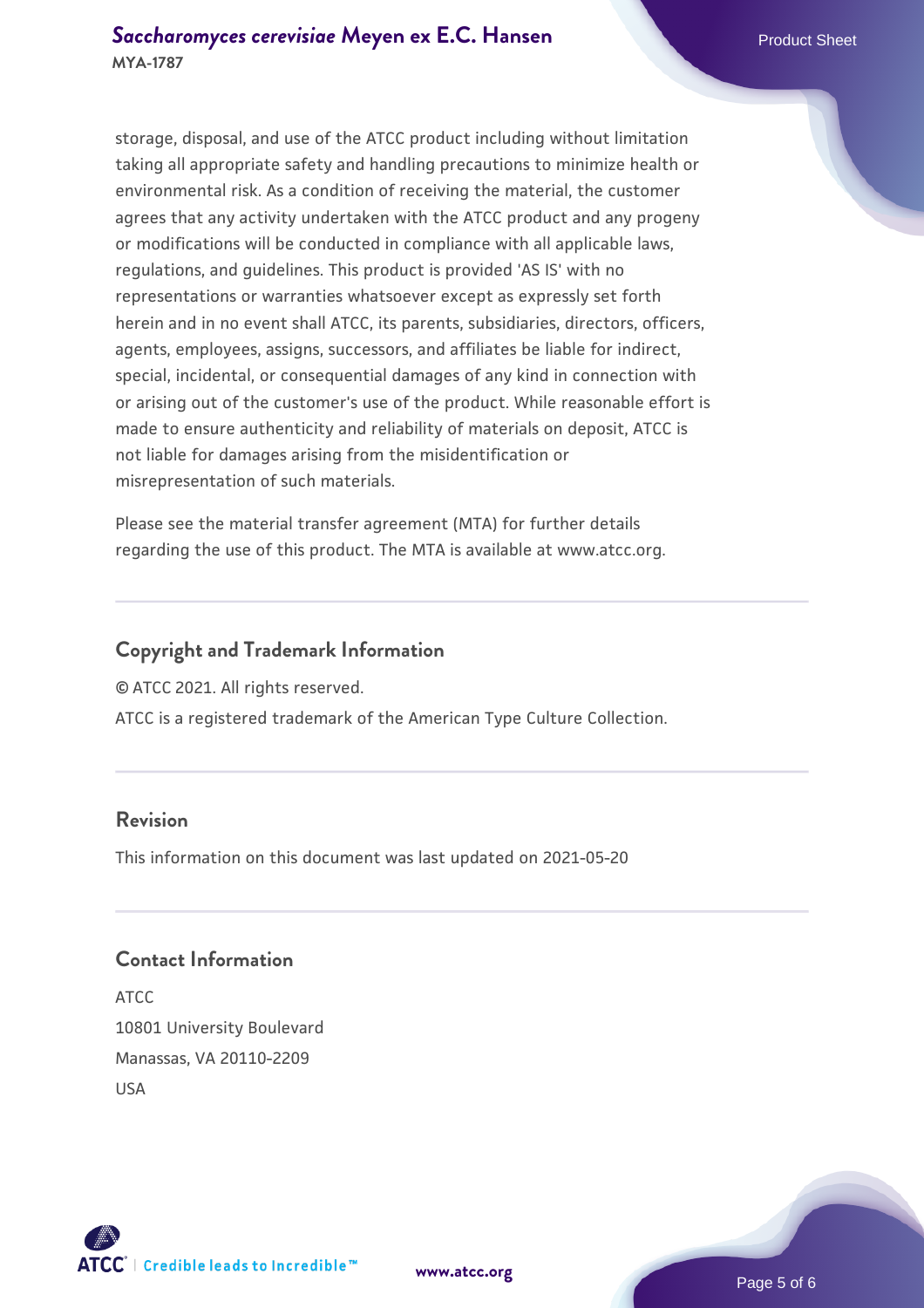storage, disposal, and use of the ATCC product including without limitation taking all appropriate safety and handling precautions to minimize health or environmental risk. As a condition of receiving the material, the customer agrees that any activity undertaken with the ATCC product and any progeny or modifications will be conducted in compliance with all applicable laws, regulations, and guidelines. This product is provided 'AS IS' with no representations or warranties whatsoever except as expressly set forth herein and in no event shall ATCC, its parents, subsidiaries, directors, officers, agents, employees, assigns, successors, and affiliates be liable for indirect, special, incidental, or consequential damages of any kind in connection with or arising out of the customer's use of the product. While reasonable effort is made to ensure authenticity and reliability of materials on deposit, ATCC is not liable for damages arising from the misidentification or misrepresentation of such materials.

Please see the material transfer agreement (MTA) for further details regarding the use of this product. The MTA is available at www.atcc.org.

## Copyright and Trademark Information

© ATCC 2021. All rights reserved.

ATCC is a registered trademark of the American Type Culture Collection.

## Revision

This information on this document was last updated on 2021-05-20

## Contact Information

ATCC
10801 University Boulevard
Manassas, VA 20110-2209
USA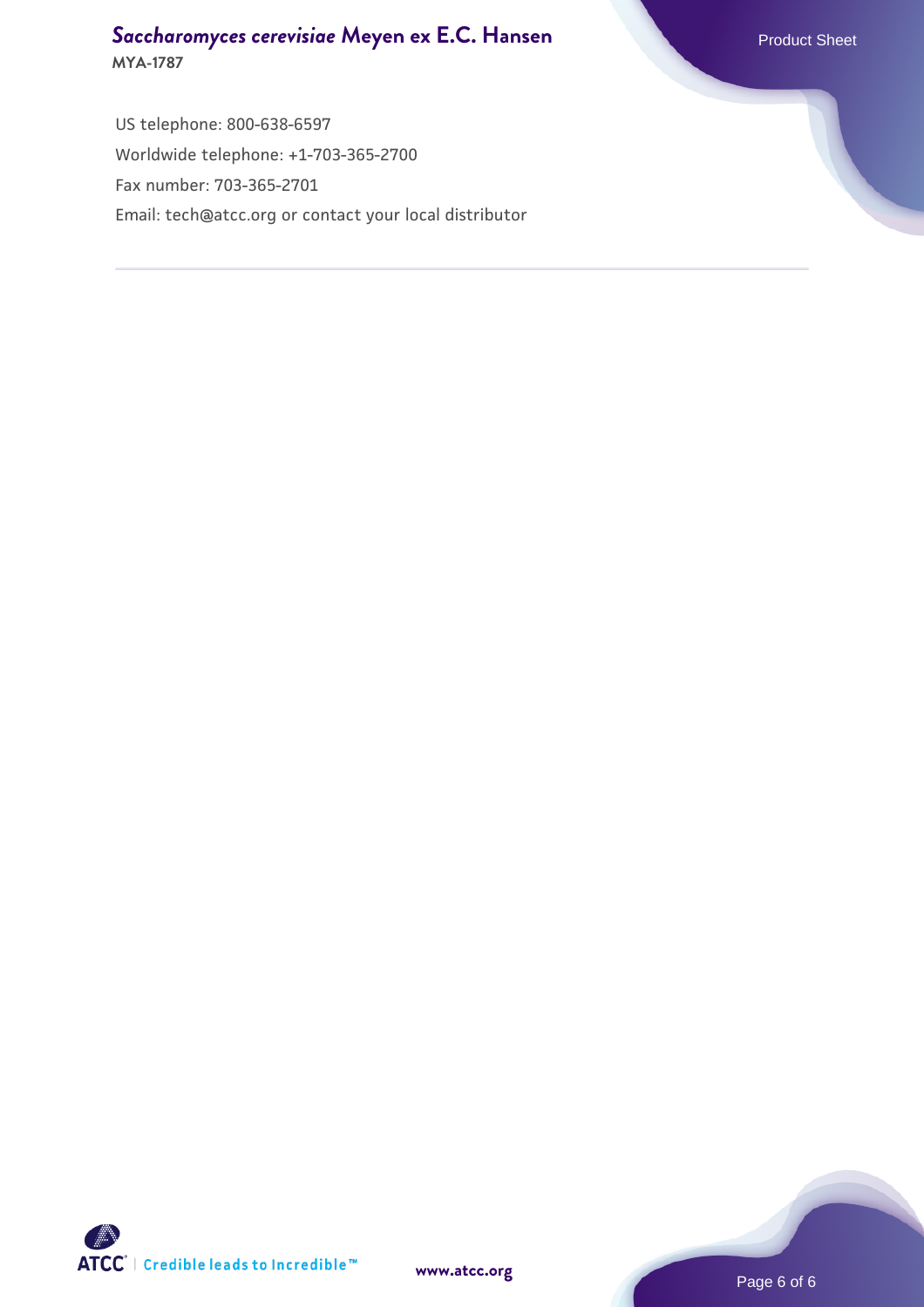US telephone: 800-638-6597

Worldwide telephone: +1-703-365-2700

Fax number: 703-365-2701

Email: tech@atcc.org or contact your local distributor